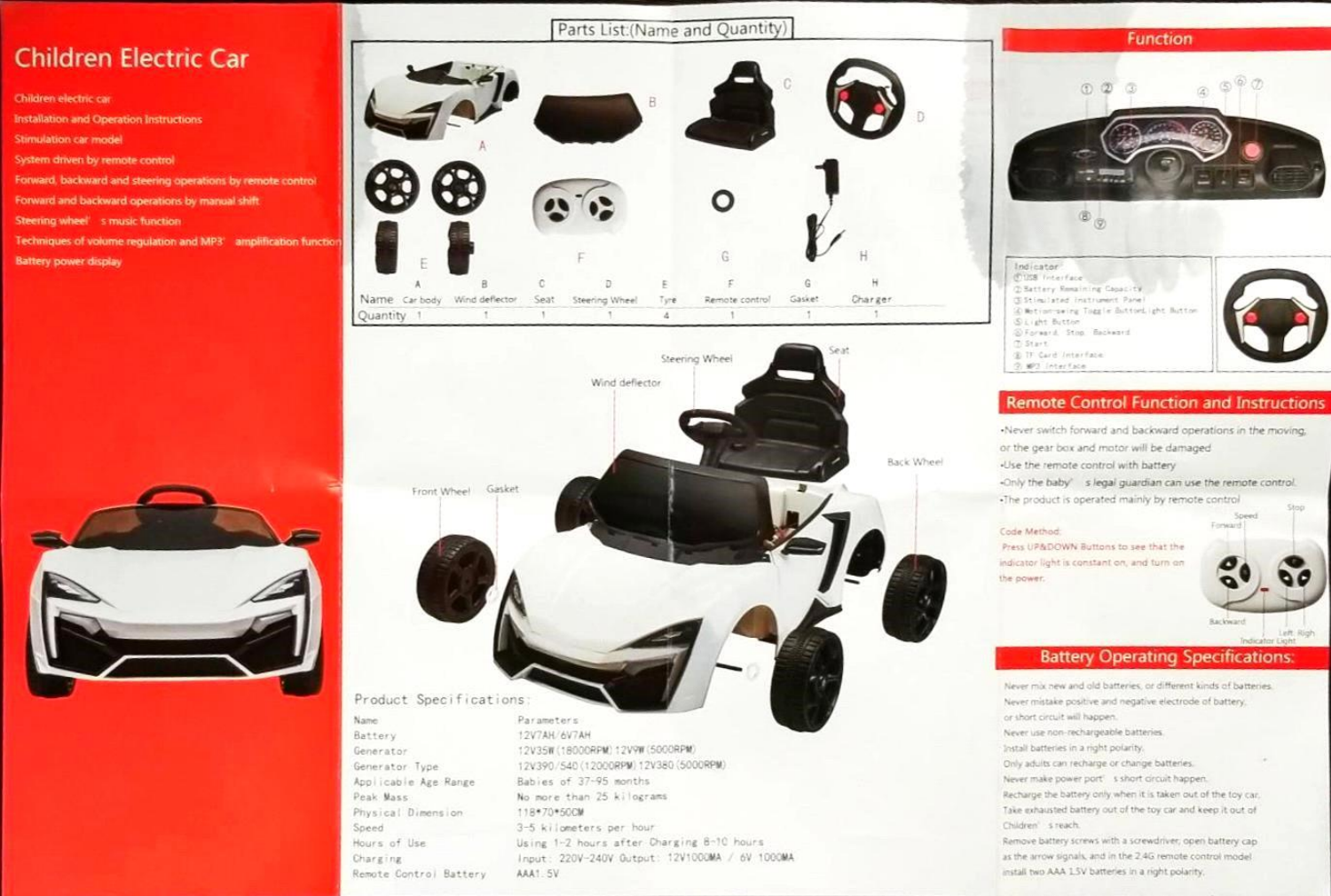# Children Electric Car

- Children electric car
- Installation and Operation Instructions
- Stimulation car model
- System driven by remote control
- Forward, backward and steering operations by remote control
- Forward and backward operations by manual shift
- Steering wheel' s music function
- Techniques of volume regulation and MP3' amplification function
- Battery power display

## Parts List:(Name and Quantity)

| Name | A Car body | B Wind deflector | C Seat | D Steering Wheel | E Tyre | F Remote control | G Gasket | H Charger |
|---|---|---|---|---|---|---|---|---|
| Quantity | 1 | 1 | 1 | 1 | 4 | 1 | 1 | 1 |

Steering Wheel, Seat, Wind deflector, Back Wheel, Front Wheel, Gasket

## Product Specifications:

| Name | Parameters |
|---|---|
| Battery | 12V7AH/6V7AH |
| Generator | 12V35W(18000RPM) 12V9W(5000RPM) |
| Generator Type | 12V390/540(12000RPM) 12V380(5000RPM) |
| Applicable Age Range | Babies of 37-95 months |
| Peak Mass | No more than 25 kilograms |
| Physical Dimension | 118*70*50CM |
| Speed | 3-5 kilometers per hour |
| Hours of Use | Using 1-2 hours after Charging 8-10 hours |
| Charging | Input: 220V-240V Output: 12V1000MA / 6V 1000MA |
| Remote Control Battery | AAA1.5V |

## Function

Indicator

1. USB Interface
2. Battery Remaining Capacity
3. Stimulated Instrument Panel
4. Motion-swing Toggle Button Light Button
5. Light Button
6. Forward, Stop, Backward
7. Start
8. TF Card Interface
9. MP3 Interface

## Remote Control Function and Instructions

- Never switch forward and backward operations in the moving, or the gear box and motor will be damaged
- Use the remote control with battery
- Only the baby' s legal guardian can use the remote control.
- The product is operated mainly by remote control

Code Method:
Press UP&DOWN Buttons to see that the indicator light is constant on, and turn on the power.

Speed, Forward, Stop, Backward, Indicator Light, Left, Right

## Battery Operating Specifications:

Never mix new and old batteries, or different kinds of batteries.
Never mistake positive and negative electrode of battery, or short circuit will happen.
Never use non-rechargeable batteries.
Install batteries in a right polarity.
Only adults can recharge or change batteries.
Never make power port' s short circuit happen.
Recharge the battery only when it is taken out of the toy car.
Take exhausted battery out of the toy car and keep it out of Children' s reach.
Remove battery screws with a screwdriver, open battery cap as the arrow signals, and in the 2.4G remote control model install two AAA 1.5V batteries in a right polarity.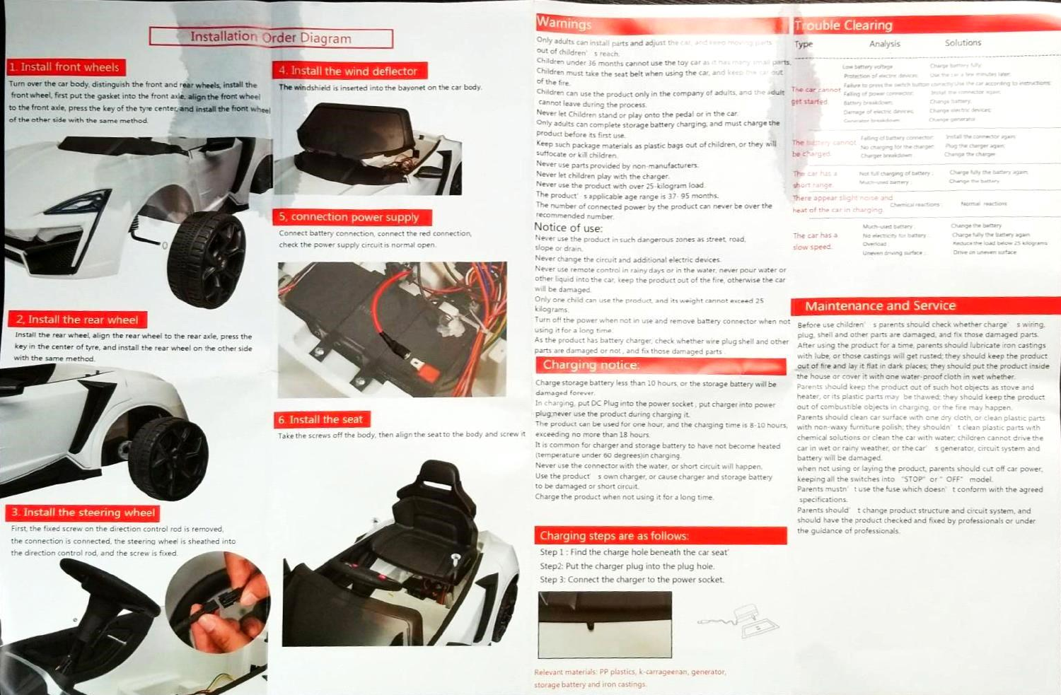# Installation Order Diagram

## 1. Install front wheels

Turn over the car body, distinguish the front and rear wheels, install the front wheel, first put the gasket into the front axle, align the front wheel to the front axle, press the key of the tyre center, and install the front wheel of the other side with the same method.

## 2, Install the rear wheel

Install the rear wheel, align the rear wheel to the rear axle, press the key in the center of tyre, and install the rear wheel on the other side with the same method.

## 3. Install the steering wheel

First, the fixed screw on the direction control rod is removed, the connection is connected, the steering wheel is sheathed into the direction control rod, and the screw is fixed.

## 4. Install the wind deflector

The windshield is inserted into the bayonet on the car body.

## 5, connection power supply

Connect battery connection, connect the red connection, check the power supply circuit is normal open.

## 6. Install the seat

Take the screws off the body, then align the seat to the body and screw it

## Warnings

Only adults can install parts and adjust the car, and keep moving parts out of children's reach.
Children under 36 months cannot use the toy car as it has many small parts.
Children must take the seat belt when using the car, and keep the car out of the fire.
Children can use the product only in the company of adults, and the adult cannot leave during the process.
Never let Children stand or play onto the pedal or in the car.
Only adults can complete storage battery charging, and must charge the product before its first use.
Keep such package materials as plastic bags out of children, or they will suffocate or kill children.
Never use parts provided by non-manufacturers.
Never let children play with the charger.
Never use the product with over 25-kilogram load.
The product's applicable age range is 37- 95 months.
The number of connected power by the product can never be over the recommended number.

## Notice of use:

Never use the product in such dangerous zones as street, road, slope or drain.
Never change the circuit and additional electric devices.
Never use remote control in rainy days or in the water, never pour water or other liquid into the car, keep the product out of the fire, otherwise the car will be damaged.
Only one child can use the product, and its weight cannot exceed 25 kilograms.
Turn off the power when not in use and remove battery connector when not using it for a long time.
As the product has battery charger, check whether wire plug shell and other parts are damaged or not, and fix those damaged parts

## Charging notice:

Charge storage battery less than 10 hours, or the storage battery will be damaged forever.
In charging, put DC Plug into the power socket, put charger into power plug;never use the product during charging it.
The product can be used for one hour, and the charging time is 8-10 hours, exceeding no more than 18 hours.
It is common for charger and storage battery to have not become heated (temperature under 60 degrees)in charging.
Never use the connector with the water, or short circuit will happen.
Use the product's own charger, or cause charger and storage battery to be damaged or short circuit.
Charge the product when not using it for a long time.

## Charging steps are as follows:

Step 1 : Find the charge hole beneath the car seat'
Step2: Put the charger plug into the plug hole.
Step 3: Connect the charger to the power socket.

Relevant materials: PP plastics, k-carrageenan, generator, storage battery and iron castings.

## Trouble Clearing

| Type | Analysis | Solutions |
|---|---|---|
| The car cannot get started | Low battery voltage | Charge battery fully |
| | Protection of electric devices | Use the car a few minutes later |
| | Failure to press the switch button correctly | Use the car according to instructions |
| | Falling of power connector | Install the connector again |
| | Battery breakdown | Change battery |
| | Damage of electric devices | Change electric devices |
| | Generator breakdown | Change generator |
| The battery cannot be charged | Falling of battery connector | Install the connector again |
| | No charging for the charger | Plug the charger again |
| | Charger breakdown | Change the charger |
| The car has a short range | Not full charging of battery | Charge fully the battery again |
| | Much-used battery | Change the battery |
| There appear slight noise and heat of the car in charging | Chemical reactions | Normal reactions |
| The car has a slow speed | Much-used battery | Change the battery |
| | No electricity for battery | Charge fully the battery again |
| | Overload | Reduce the load below 25 kilograms |
| | Uneven driving surface | Drive on uneven surface |

## Maintenance and Service

Before use children's parents should check whether charge's wiring, plug, shell and other parts are damaged, and fix those damaged parts.
After using the product for a time, parents should lubricate iron castings with lube, or those castings will get rusted; they should keep the product out of fire and lay it flat in dark places; they should put the product inside the house or cover it with one water-proof cloth in wet whether.
Parents should keep the product out of such hot objects as stove and heater, or its plastic parts may be thawed; they should keep the product out of combustible objects in charging, or the fire may happen.
Parents should clean car surface with one dry cloth, or clean plastic parts with non-waxy furniture polish; they shouldn't clean plastic parts with chemical solutions or clean the car with water; children cannot drive the car in wet or rainy weather, or the car's generator, circuit system and battery will be damaged.
when not using or laying the product, parents should cut off car power, keeping all the switches into "STOP" or " OFF" model.
Parents mustn't use the fuse which doesn't conform with the agreed specifications.
Parents should't change product structure and circuit system, and should have the product checked and fixed by professionals or under the guidance of professionals.